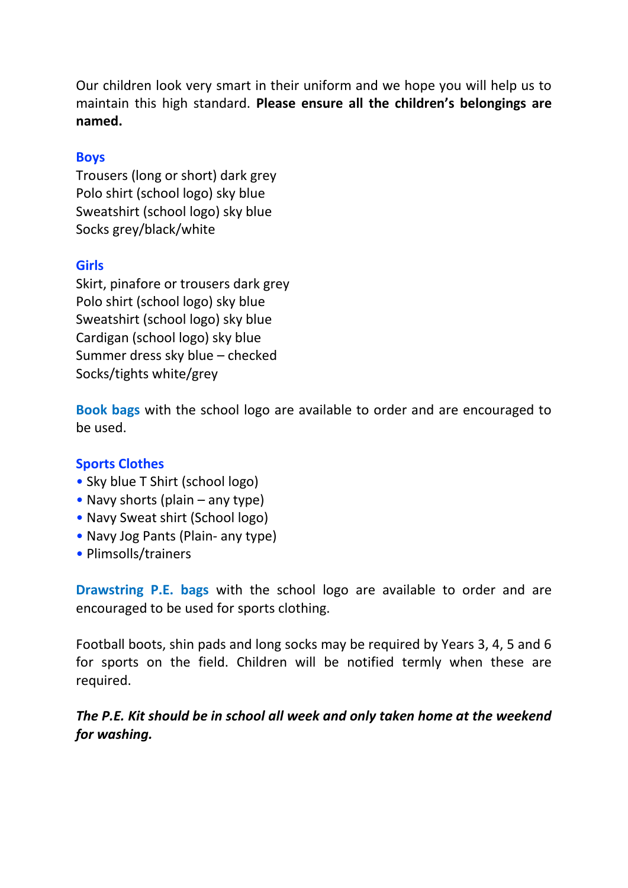Our children look very smart in their uniform and we hope you will help us to maintain this high standard. **Please ensure all the children's belongings are named.**

### Boys

Trousers (long or short) dark grey
Polo shirt (school logo) sky blue
Sweatshirt (school logo) sky blue
Socks grey/black/white

### Girls

Skirt, pinafore or trousers dark grey
Polo shirt (school logo) sky blue
Sweatshirt (school logo) sky blue
Cardigan (school logo) sky blue
Summer dress sky blue – checked
Socks/tights white/grey

**Book bags** with the school logo are available to order and are encouraged to be used.

### Sports Clothes

- Sky blue T Shirt (school logo)
- Navy shorts (plain – any type)
- Navy Sweat shirt (School logo)
- Navy Jog Pants (Plain- any type)
- Plimsolls/trainers

**Drawstring P.E. bags** with the school logo are available to order and are encouraged to be used for sports clothing.

Football boots, shin pads and long socks may be required by Years 3, 4, 5 and 6 for sports on the field. Children will be notified termly when these are required.

***The P.E. Kit should be in school all week and only taken home at the weekend for washing.***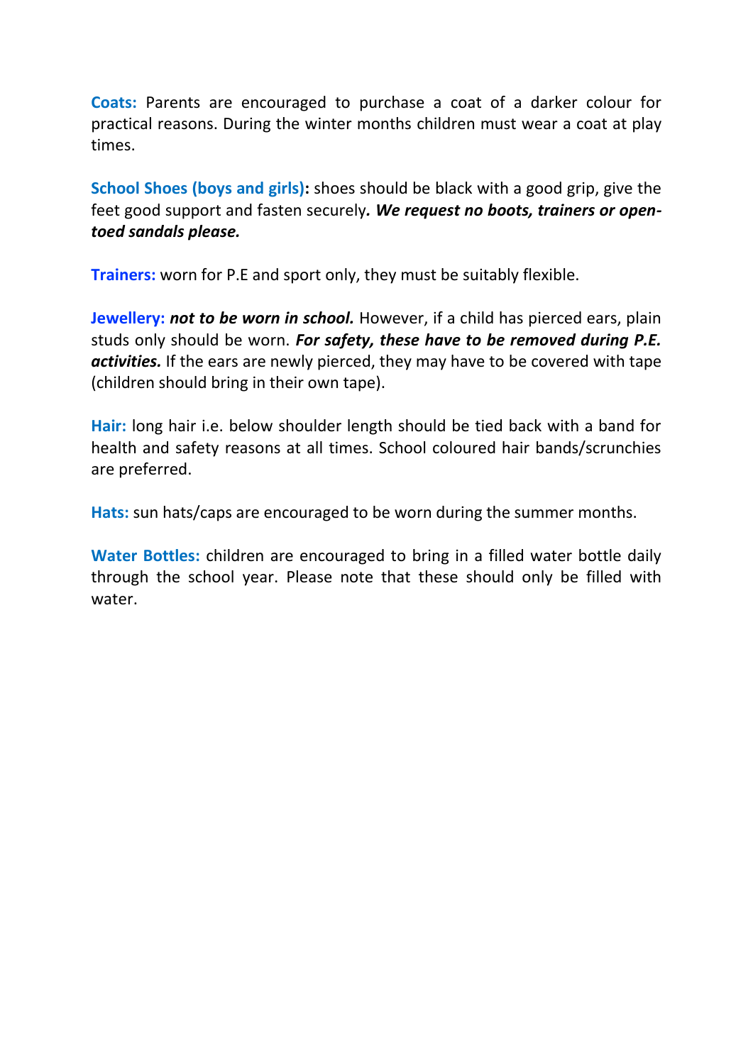**Coats:** Parents are encouraged to purchase a coat of a darker colour for practical reasons. During the winter months children must wear a coat at play times.

**School Shoes (boys and girls):** shoes should be black with a good grip, give the feet good support and fasten securely***. We request no boots, trainers or open-toed sandals please.***

**Trainers:** worn for P.E and sport only, they must be suitably flexible.

**Jewellery:** ***not to be worn in school.*** However, if a child has pierced ears, plain studs only should be worn. ***For safety, these have to be removed during P.E. activities.*** If the ears are newly pierced, they may have to be covered with tape (children should bring in their own tape).

**Hair:** long hair i.e. below shoulder length should be tied back with a band for health and safety reasons at all times. School coloured hair bands/scrunchies are preferred.

**Hats:** sun hats/caps are encouraged to be worn during the summer months.

**Water Bottles:** children are encouraged to bring in a filled water bottle daily through the school year. Please note that these should only be filled with water.